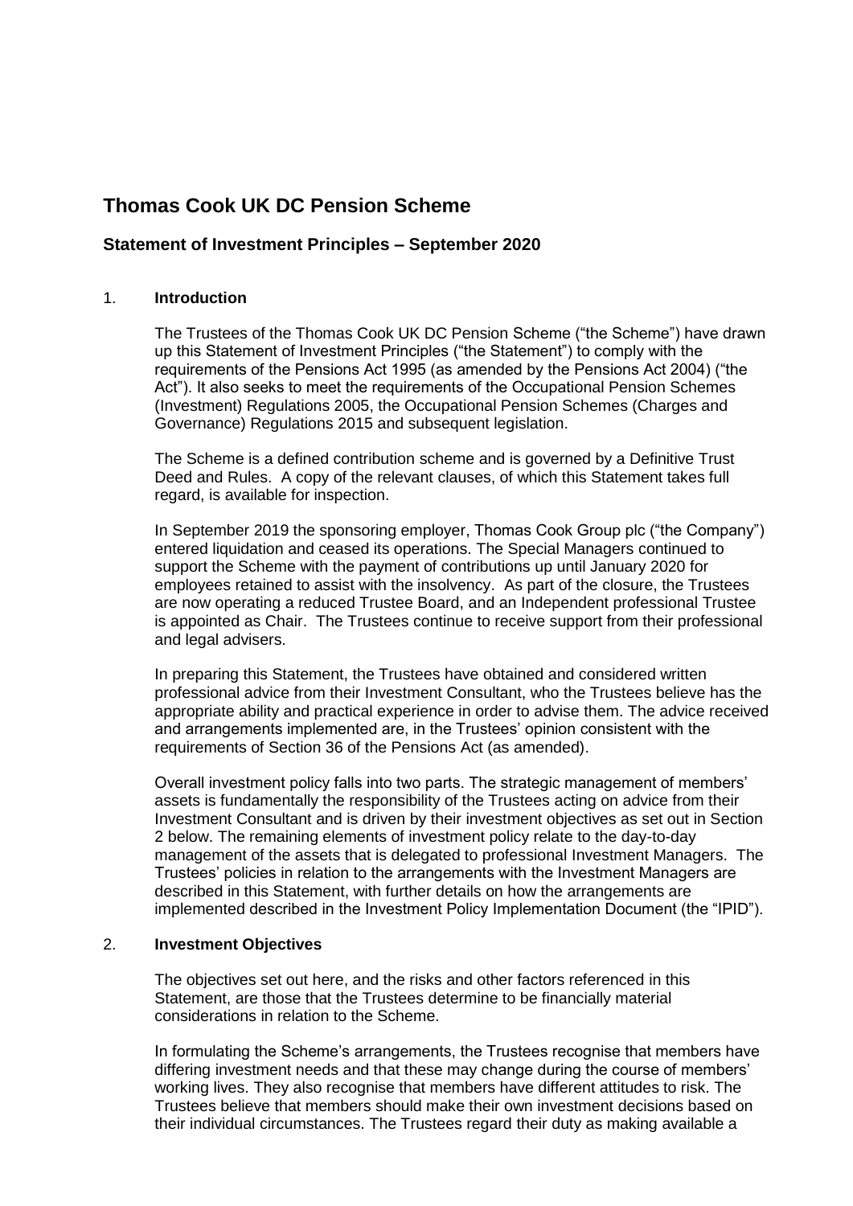# Thomas Cook UK DC Pension Scheme

## Statement of Investment Principles – September 2020

### 1. Introduction

The Trustees of the Thomas Cook UK DC Pension Scheme ("the Scheme") have drawn up this Statement of Investment Principles ("the Statement") to comply with the requirements of the Pensions Act 1995 (as amended by the Pensions Act 2004) ("the Act"). It also seeks to meet the requirements of the Occupational Pension Schemes (Investment) Regulations 2005, the Occupational Pension Schemes (Charges and Governance) Regulations 2015 and subsequent legislation.

The Scheme is a defined contribution scheme and is governed by a Definitive Trust Deed and Rules. A copy of the relevant clauses, of which this Statement takes full regard, is available for inspection.

In September 2019 the sponsoring employer, Thomas Cook Group plc ("the Company") entered liquidation and ceased its operations. The Special Managers continued to support the Scheme with the payment of contributions up until January 2020 for employees retained to assist with the insolvency. As part of the closure, the Trustees are now operating a reduced Trustee Board, and an Independent professional Trustee is appointed as Chair. The Trustees continue to receive support from their professional and legal advisers.

In preparing this Statement, the Trustees have obtained and considered written professional advice from their Investment Consultant, who the Trustees believe has the appropriate ability and practical experience in order to advise them. The advice received and arrangements implemented are, in the Trustees' opinion consistent with the requirements of Section 36 of the Pensions Act (as amended).

Overall investment policy falls into two parts. The strategic management of members' assets is fundamentally the responsibility of the Trustees acting on advice from their Investment Consultant and is driven by their investment objectives as set out in Section 2 below. The remaining elements of investment policy relate to the day-to-day management of the assets that is delegated to professional Investment Managers. The Trustees' policies in relation to the arrangements with the Investment Managers are described in this Statement, with further details on how the arrangements are implemented described in the Investment Policy Implementation Document (the "IPID").

### 2. Investment Objectives

The objectives set out here, and the risks and other factors referenced in this Statement, are those that the Trustees determine to be financially material considerations in relation to the Scheme.

In formulating the Scheme's arrangements, the Trustees recognise that members have differing investment needs and that these may change during the course of members' working lives. They also recognise that members have different attitudes to risk. The Trustees believe that members should make their own investment decisions based on their individual circumstances. The Trustees regard their duty as making available a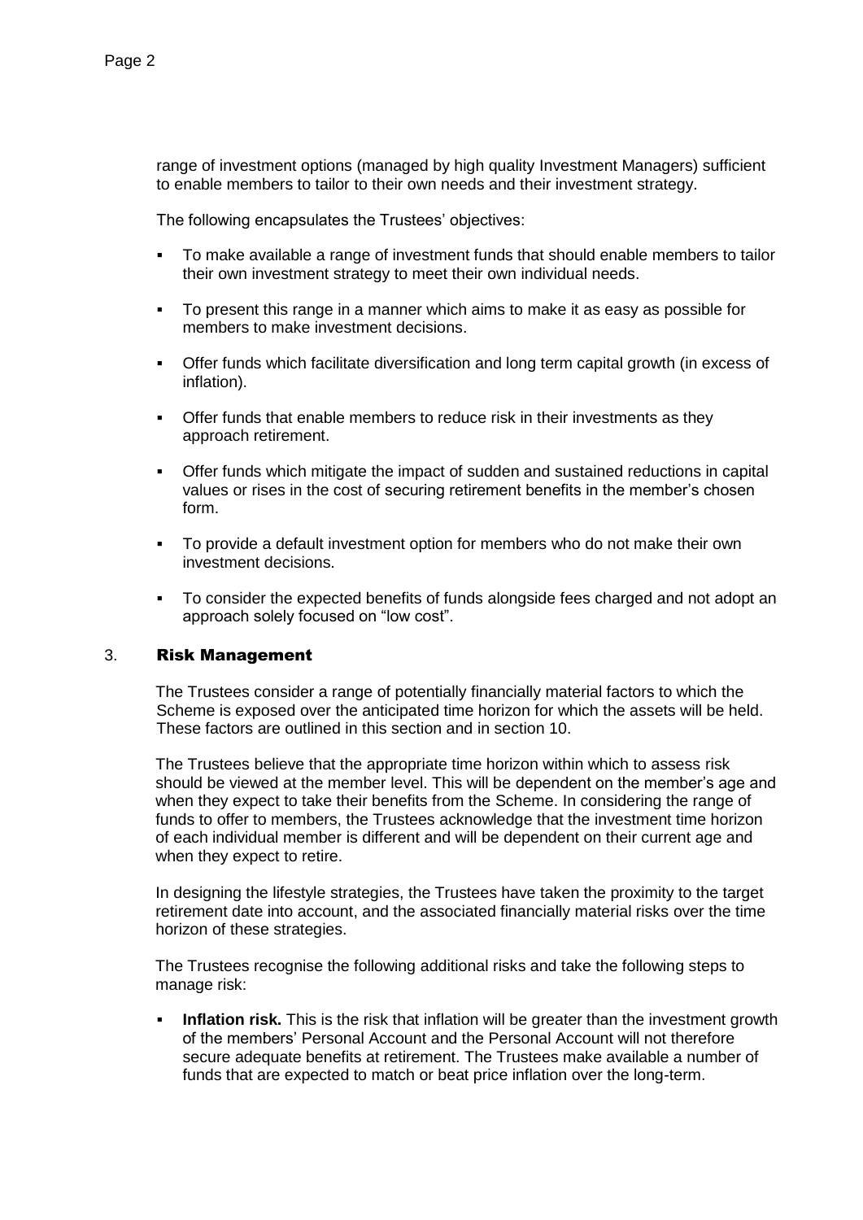range of investment options (managed by high quality Investment Managers) sufficient to enable members to tailor to their own needs and their investment strategy.

The following encapsulates the Trustees' objectives:

- To make available a range of investment funds that should enable members to tailor their own investment strategy to meet their own individual needs.
- To present this range in a manner which aims to make it as easy as possible for members to make investment decisions.
- Offer funds which facilitate diversification and long term capital growth (in excess of inflation).
- Offer funds that enable members to reduce risk in their investments as they approach retirement.
- Offer funds which mitigate the impact of sudden and sustained reductions in capital values or rises in the cost of securing retirement benefits in the member's chosen form.
- To provide a default investment option for members who do not make their own investment decisions.
- To consider the expected benefits of funds alongside fees charged and not adopt an approach solely focused on "low cost".

## 3. Risk Management

The Trustees consider a range of potentially financially material factors to which the Scheme is exposed over the anticipated time horizon for which the assets will be held. These factors are outlined in this section and in section 10.

The Trustees believe that the appropriate time horizon within which to assess risk should be viewed at the member level. This will be dependent on the member's age and when they expect to take their benefits from the Scheme. In considering the range of funds to offer to members, the Trustees acknowledge that the investment time horizon of each individual member is different and will be dependent on their current age and when they expect to retire.

In designing the lifestyle strategies, the Trustees have taken the proximity to the target retirement date into account, and the associated financially material risks over the time horizon of these strategies.

The Trustees recognise the following additional risks and take the following steps to manage risk:

- **Inflation risk.** This is the risk that inflation will be greater than the investment growth of the members' Personal Account and the Personal Account will not therefore secure adequate benefits at retirement. The Trustees make available a number of funds that are expected to match or beat price inflation over the long-term.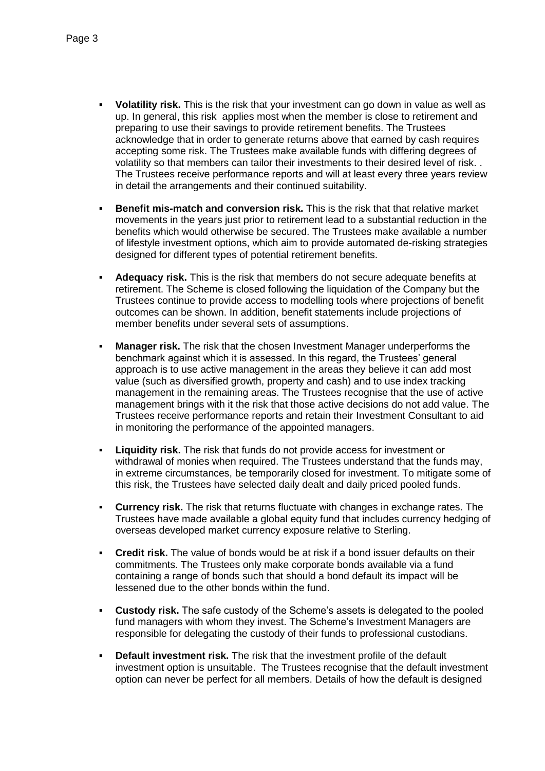- **Volatility risk.** This is the risk that your investment can go down in value as well as up. In general, this risk applies most when the member is close to retirement and preparing to use their savings to provide retirement benefits. The Trustees acknowledge that in order to generate returns above that earned by cash requires accepting some risk. The Trustees make available funds with differing degrees of volatility so that members can tailor their investments to their desired level of risk. . The Trustees receive performance reports and will at least every three years review in detail the arrangements and their continued suitability.

- **Benefit mis-match and conversion risk.** This is the risk that that relative market movements in the years just prior to retirement lead to a substantial reduction in the benefits which would otherwise be secured. The Trustees make available a number of lifestyle investment options, which aim to provide automated de-risking strategies designed for different types of potential retirement benefits.

- **Adequacy risk.** This is the risk that members do not secure adequate benefits at retirement. The Scheme is closed following the liquidation of the Company but the Trustees continue to provide access to modelling tools where projections of benefit outcomes can be shown. In addition, benefit statements include projections of member benefits under several sets of assumptions.

- **Manager risk.** The risk that the chosen Investment Manager underperforms the benchmark against which it is assessed. In this regard, the Trustees' general approach is to use active management in the areas they believe it can add most value (such as diversified growth, property and cash) and to use index tracking management in the remaining areas. The Trustees recognise that the use of active management brings with it the risk that those active decisions do not add value. The Trustees receive performance reports and retain their Investment Consultant to aid in monitoring the performance of the appointed managers.

- **Liquidity risk.** The risk that funds do not provide access for investment or withdrawal of monies when required. The Trustees understand that the funds may, in extreme circumstances, be temporarily closed for investment. To mitigate some of this risk, the Trustees have selected daily dealt and daily priced pooled funds.

- **Currency risk.** The risk that returns fluctuate with changes in exchange rates. The Trustees have made available a global equity fund that includes currency hedging of overseas developed market currency exposure relative to Sterling.

- **Credit risk.** The value of bonds would be at risk if a bond issuer defaults on their commitments. The Trustees only make corporate bonds available via a fund containing a range of bonds such that should a bond default its impact will be lessened due to the other bonds within the fund.

- **Custody risk.** The safe custody of the Scheme's assets is delegated to the pooled fund managers with whom they invest. The Scheme's Investment Managers are responsible for delegating the custody of their funds to professional custodians.

- **Default investment risk.** The risk that the investment profile of the default investment option is unsuitable. The Trustees recognise that the default investment option can never be perfect for all members. Details of how the default is designed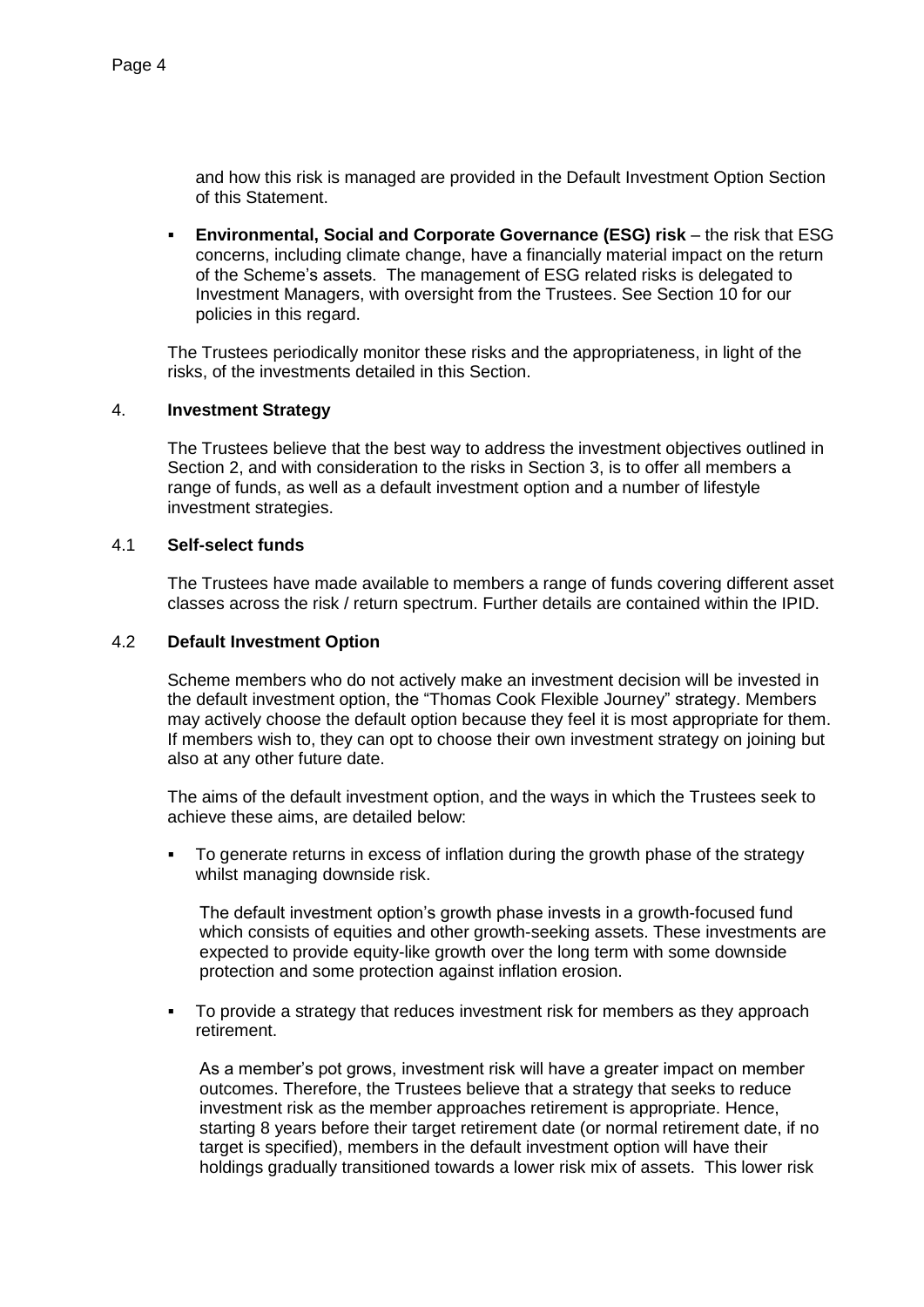and how this risk is managed are provided in the Default Investment Option Section of this Statement.

- **Environmental, Social and Corporate Governance (ESG) risk** – the risk that ESG concerns, including climate change, have a financially material impact on the return of the Scheme's assets. The management of ESG related risks is delegated to Investment Managers, with oversight from the Trustees. See Section 10 for our policies in this regard.

The Trustees periodically monitor these risks and the appropriateness, in light of the risks, of the investments detailed in this Section.

## 4. Investment Strategy

The Trustees believe that the best way to address the investment objectives outlined in Section 2, and with consideration to the risks in Section 3, is to offer all members a range of funds, as well as a default investment option and a number of lifestyle investment strategies.

### 4.1 Self-select funds

The Trustees have made available to members a range of funds covering different asset classes across the risk / return spectrum. Further details are contained within the IPID.

### 4.2 Default Investment Option

Scheme members who do not actively make an investment decision will be invested in the default investment option, the "Thomas Cook Flexible Journey" strategy. Members may actively choose the default option because they feel it is most appropriate for them. If members wish to, they can opt to choose their own investment strategy on joining but also at any other future date.

The aims of the default investment option, and the ways in which the Trustees seek to achieve these aims, are detailed below:

- To generate returns in excess of inflation during the growth phase of the strategy whilst managing downside risk.

  The default investment option's growth phase invests in a growth-focused fund which consists of equities and other growth-seeking assets. These investments are expected to provide equity-like growth over the long term with some downside protection and some protection against inflation erosion.

- To provide a strategy that reduces investment risk for members as they approach retirement.

  As a member's pot grows, investment risk will have a greater impact on member outcomes. Therefore, the Trustees believe that a strategy that seeks to reduce investment risk as the member approaches retirement is appropriate. Hence, starting 8 years before their target retirement date (or normal retirement date, if no target is specified), members in the default investment option will have their holdings gradually transitioned towards a lower risk mix of assets. This lower risk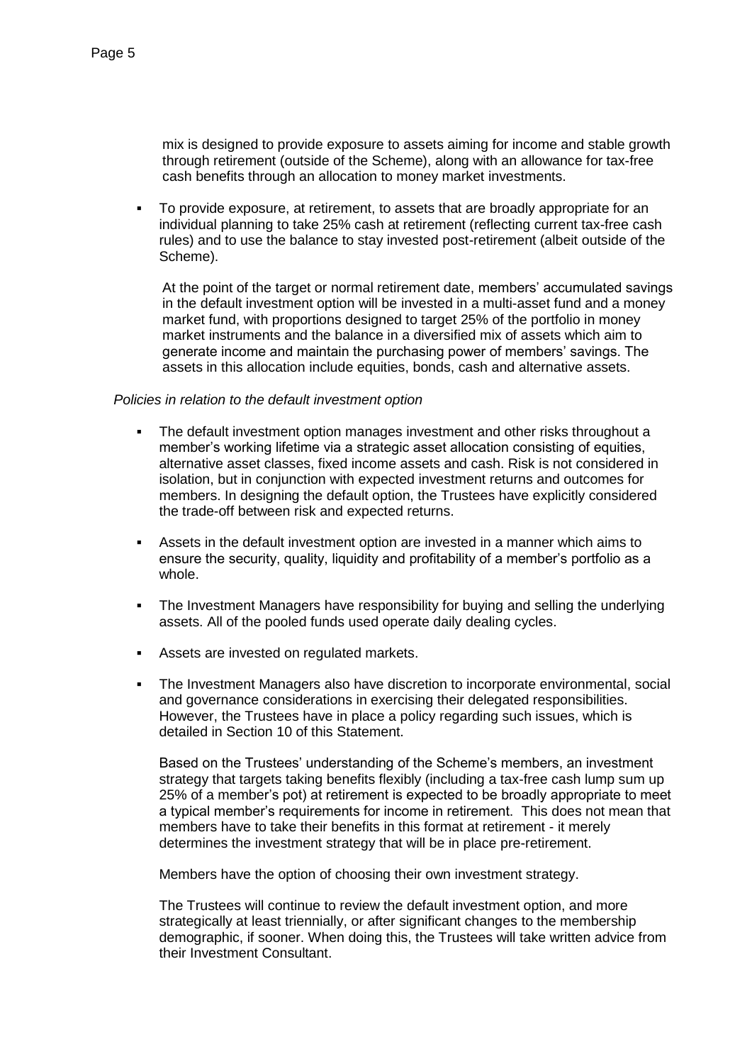mix is designed to provide exposure to assets aiming for income and stable growth through retirement (outside of the Scheme), along with an allowance for tax-free cash benefits through an allocation to money market investments.

- To provide exposure, at retirement, to assets that are broadly appropriate for an individual planning to take 25% cash at retirement (reflecting current tax-free cash rules) and to use the balance to stay invested post-retirement (albeit outside of the Scheme).

  At the point of the target or normal retirement date, members' accumulated savings in the default investment option will be invested in a multi-asset fund and a money market fund, with proportions designed to target 25% of the portfolio in money market instruments and the balance in a diversified mix of assets which aim to generate income and maintain the purchasing power of members' savings. The assets in this allocation include equities, bonds, cash and alternative assets.

*Policies in relation to the default investment option*

- The default investment option manages investment and other risks throughout a member's working lifetime via a strategic asset allocation consisting of equities, alternative asset classes, fixed income assets and cash. Risk is not considered in isolation, but in conjunction with expected investment returns and outcomes for members. In designing the default option, the Trustees have explicitly considered the trade-off between risk and expected returns.
- Assets in the default investment option are invested in a manner which aims to ensure the security, quality, liquidity and profitability of a member's portfolio as a whole.
- The Investment Managers have responsibility for buying and selling the underlying assets. All of the pooled funds used operate daily dealing cycles.
- Assets are invested on regulated markets.
- The Investment Managers also have discretion to incorporate environmental, social and governance considerations in exercising their delegated responsibilities. However, the Trustees have in place a policy regarding such issues, which is detailed in Section 10 of this Statement.

  Based on the Trustees' understanding of the Scheme's members, an investment strategy that targets taking benefits flexibly (including a tax-free cash lump sum up 25% of a member's pot) at retirement is expected to be broadly appropriate to meet a typical member's requirements for income in retirement. This does not mean that members have to take their benefits in this format at retirement - it merely determines the investment strategy that will be in place pre-retirement.

  Members have the option of choosing their own investment strategy.

  The Trustees will continue to review the default investment option, and more strategically at least triennially, or after significant changes to the membership demographic, if sooner. When doing this, the Trustees will take written advice from their Investment Consultant.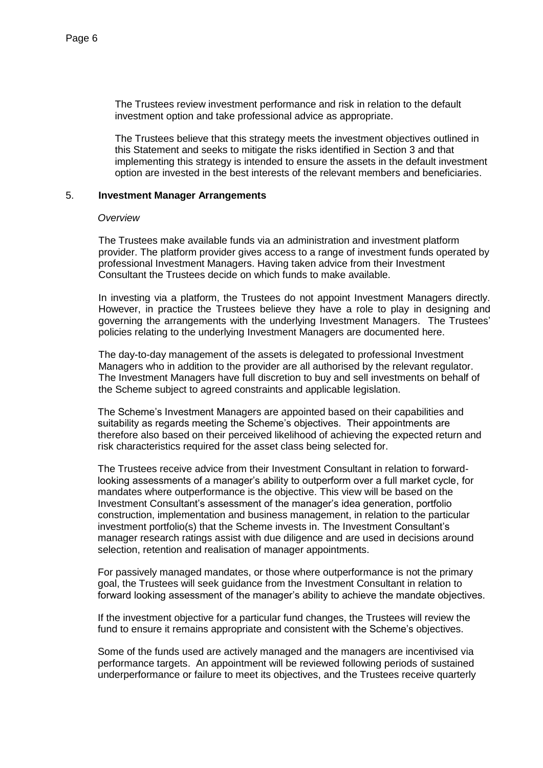The Trustees review investment performance and risk in relation to the default investment option and take professional advice as appropriate.

The Trustees believe that this strategy meets the investment objectives outlined in this Statement and seeks to mitigate the risks identified in Section 3 and that implementing this strategy is intended to ensure the assets in the default investment option are invested in the best interests of the relevant members and beneficiaries.

## 5. Investment Manager Arrangements

*Overview*

The Trustees make available funds via an administration and investment platform provider. The platform provider gives access to a range of investment funds operated by professional Investment Managers. Having taken advice from their Investment Consultant the Trustees decide on which funds to make available.

In investing via a platform, the Trustees do not appoint Investment Managers directly. However, in practice the Trustees believe they have a role to play in designing and governing the arrangements with the underlying Investment Managers. The Trustees' policies relating to the underlying Investment Managers are documented here.

The day-to-day management of the assets is delegated to professional Investment Managers who in addition to the provider are all authorised by the relevant regulator. The Investment Managers have full discretion to buy and sell investments on behalf of the Scheme subject to agreed constraints and applicable legislation.

The Scheme's Investment Managers are appointed based on their capabilities and suitability as regards meeting the Scheme's objectives. Their appointments are therefore also based on their perceived likelihood of achieving the expected return and risk characteristics required for the asset class being selected for.

The Trustees receive advice from their Investment Consultant in relation to forward-looking assessments of a manager's ability to outperform over a full market cycle, for mandates where outperformance is the objective. This view will be based on the Investment Consultant's assessment of the manager's idea generation, portfolio construction, implementation and business management, in relation to the particular investment portfolio(s) that the Scheme invests in. The Investment Consultant's manager research ratings assist with due diligence and are used in decisions around selection, retention and realisation of manager appointments.

For passively managed mandates, or those where outperformance is not the primary goal, the Trustees will seek guidance from the Investment Consultant in relation to forward looking assessment of the manager's ability to achieve the mandate objectives.

If the investment objective for a particular fund changes, the Trustees will review the fund to ensure it remains appropriate and consistent with the Scheme's objectives.

Some of the funds used are actively managed and the managers are incentivised via performance targets. An appointment will be reviewed following periods of sustained underperformance or failure to meet its objectives, and the Trustees receive quarterly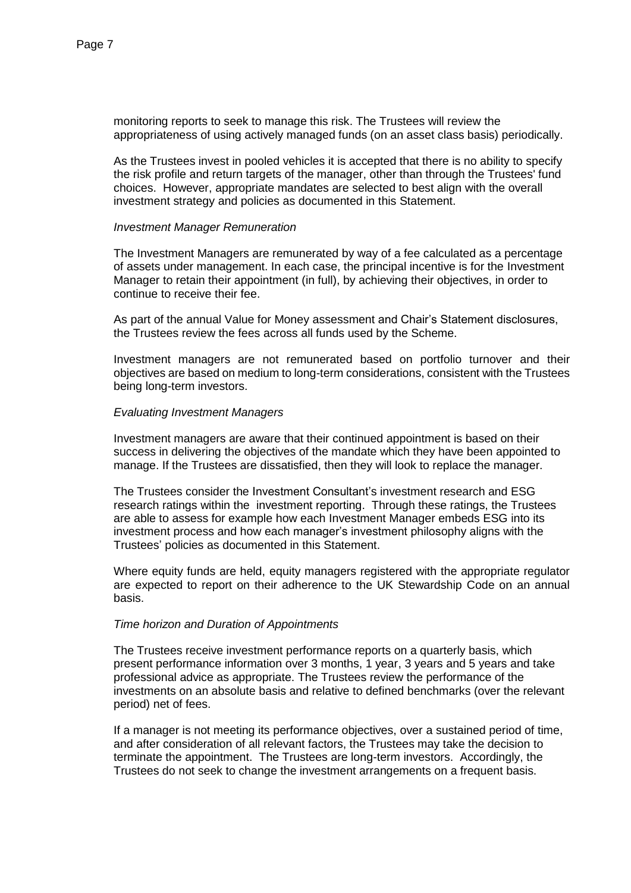monitoring reports to seek to manage this risk. The Trustees will review the appropriateness of using actively managed funds (on an asset class basis) periodically.

As the Trustees invest in pooled vehicles it is accepted that there is no ability to specify the risk profile and return targets of the manager, other than through the Trustees' fund choices. However, appropriate mandates are selected to best align with the overall investment strategy and policies as documented in this Statement.

*Investment Manager Remuneration*

The Investment Managers are remunerated by way of a fee calculated as a percentage of assets under management. In each case, the principal incentive is for the Investment Manager to retain their appointment (in full), by achieving their objectives, in order to continue to receive their fee.

As part of the annual Value for Money assessment and Chair's Statement disclosures, the Trustees review the fees across all funds used by the Scheme.

Investment managers are not remunerated based on portfolio turnover and their objectives are based on medium to long-term considerations, consistent with the Trustees being long-term investors.

*Evaluating Investment Managers*

Investment managers are aware that their continued appointment is based on their success in delivering the objectives of the mandate which they have been appointed to manage. If the Trustees are dissatisfied, then they will look to replace the manager.

The Trustees consider the Investment Consultant's investment research and ESG research ratings within the investment reporting. Through these ratings, the Trustees are able to assess for example how each Investment Manager embeds ESG into its investment process and how each manager's investment philosophy aligns with the Trustees' policies as documented in this Statement.

Where equity funds are held, equity managers registered with the appropriate regulator are expected to report on their adherence to the UK Stewardship Code on an annual basis.

*Time horizon and Duration of Appointments*

The Trustees receive investment performance reports on a quarterly basis, which present performance information over 3 months, 1 year, 3 years and 5 years and take professional advice as appropriate. The Trustees review the performance of the investments on an absolute basis and relative to defined benchmarks (over the relevant period) net of fees.

If a manager is not meeting its performance objectives, over a sustained period of time, and after consideration of all relevant factors, the Trustees may take the decision to terminate the appointment. The Trustees are long-term investors. Accordingly, the Trustees do not seek to change the investment arrangements on a frequent basis.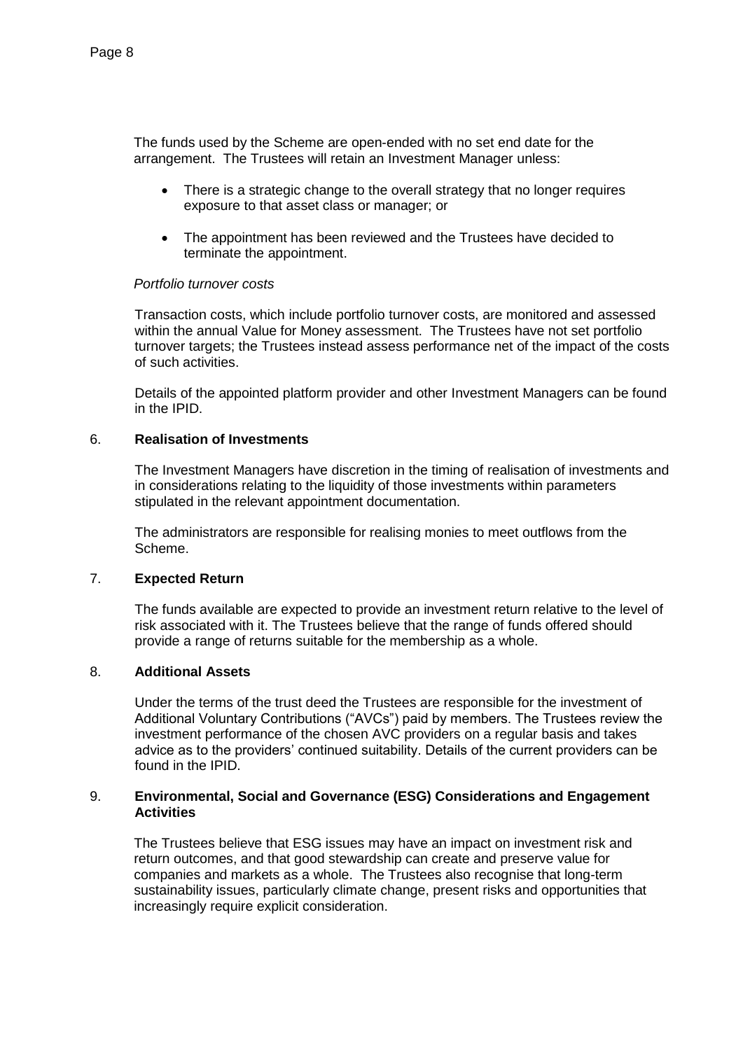The funds used by the Scheme are open-ended with no set end date for the arrangement. The Trustees will retain an Investment Manager unless:

- There is a strategic change to the overall strategy that no longer requires exposure to that asset class or manager; or
- The appointment has been reviewed and the Trustees have decided to terminate the appointment.

*Portfolio turnover costs*

Transaction costs, which include portfolio turnover costs, are monitored and assessed within the annual Value for Money assessment. The Trustees have not set portfolio turnover targets; the Trustees instead assess performance net of the impact of the costs of such activities.

Details of the appointed platform provider and other Investment Managers can be found in the IPID.

## 6. **Realisation of Investments**

The Investment Managers have discretion in the timing of realisation of investments and in considerations relating to the liquidity of those investments within parameters stipulated in the relevant appointment documentation.

The administrators are responsible for realising monies to meet outflows from the Scheme.

## 7. **Expected Return**

The funds available are expected to provide an investment return relative to the level of risk associated with it. The Trustees believe that the range of funds offered should provide a range of returns suitable for the membership as a whole.

## 8. **Additional Assets**

Under the terms of the trust deed the Trustees are responsible for the investment of Additional Voluntary Contributions ("AVCs") paid by members. The Trustees review the investment performance of the chosen AVC providers on a regular basis and takes advice as to the providers' continued suitability. Details of the current providers can be found in the IPID.

## 9. **Environmental, Social and Governance (ESG) Considerations and Engagement Activities**

The Trustees believe that ESG issues may have an impact on investment risk and return outcomes, and that good stewardship can create and preserve value for companies and markets as a whole. The Trustees also recognise that long-term sustainability issues, particularly climate change, present risks and opportunities that increasingly require explicit consideration.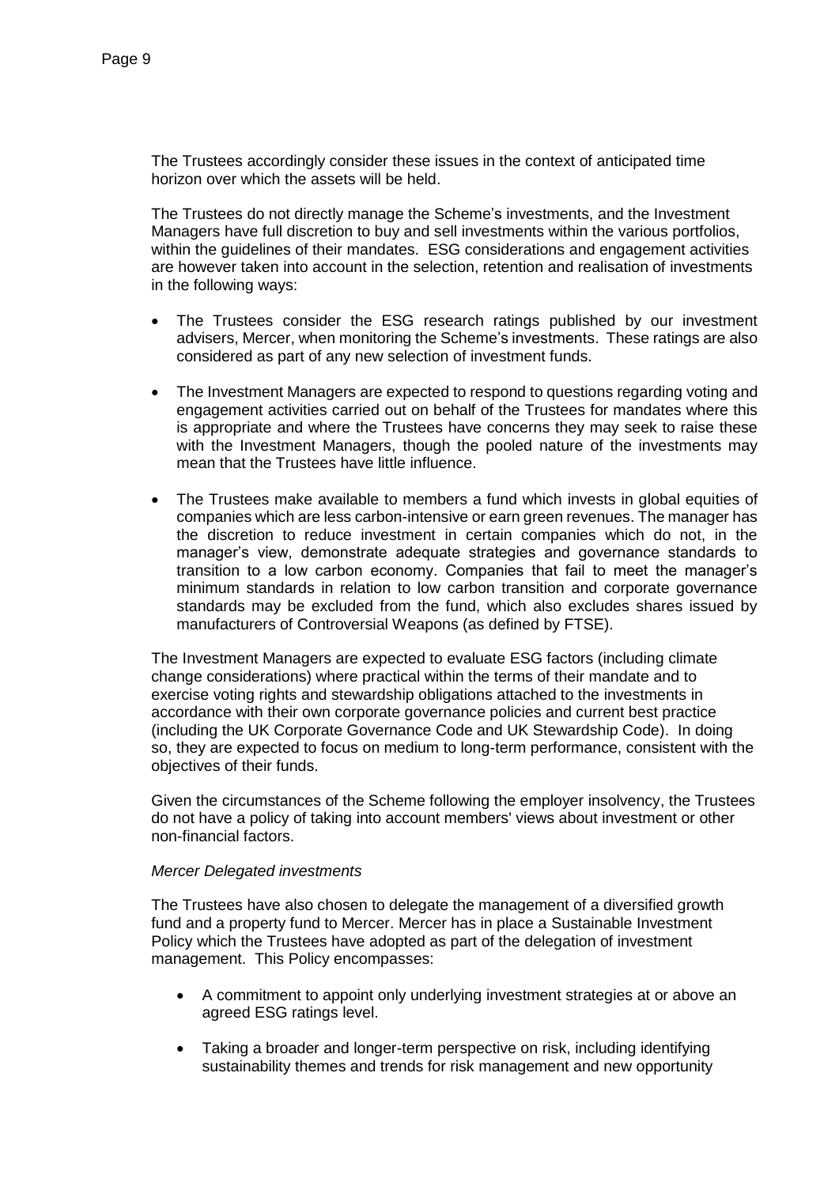The Trustees accordingly consider these issues in the context of anticipated time horizon over which the assets will be held.

The Trustees do not directly manage the Scheme's investments, and the Investment Managers have full discretion to buy and sell investments within the various portfolios, within the guidelines of their mandates. ESG considerations and engagement activities are however taken into account in the selection, retention and realisation of investments in the following ways:

- The Trustees consider the ESG research ratings published by our investment advisers, Mercer, when monitoring the Scheme's investments. These ratings are also considered as part of any new selection of investment funds.
- The Investment Managers are expected to respond to questions regarding voting and engagement activities carried out on behalf of the Trustees for mandates where this is appropriate and where the Trustees have concerns they may seek to raise these with the Investment Managers, though the pooled nature of the investments may mean that the Trustees have little influence.
- The Trustees make available to members a fund which invests in global equities of companies which are less carbon-intensive or earn green revenues. The manager has the discretion to reduce investment in certain companies which do not, in the manager's view, demonstrate adequate strategies and governance standards to transition to a low carbon economy. Companies that fail to meet the manager's minimum standards in relation to low carbon transition and corporate governance standards may be excluded from the fund, which also excludes shares issued by manufacturers of Controversial Weapons (as defined by FTSE).

The Investment Managers are expected to evaluate ESG factors (including climate change considerations) where practical within the terms of their mandate and to exercise voting rights and stewardship obligations attached to the investments in accordance with their own corporate governance policies and current best practice (including the UK Corporate Governance Code and UK Stewardship Code). In doing so, they are expected to focus on medium to long-term performance, consistent with the objectives of their funds.

Given the circumstances of the Scheme following the employer insolvency, the Trustees do not have a policy of taking into account members' views about investment or other non-financial factors.

*Mercer Delegated investments*

The Trustees have also chosen to delegate the management of a diversified growth fund and a property fund to Mercer. Mercer has in place a Sustainable Investment Policy which the Trustees have adopted as part of the delegation of investment management. This Policy encompasses:

- A commitment to appoint only underlying investment strategies at or above an agreed ESG ratings level.
- Taking a broader and longer-term perspective on risk, including identifying sustainability themes and trends for risk management and new opportunity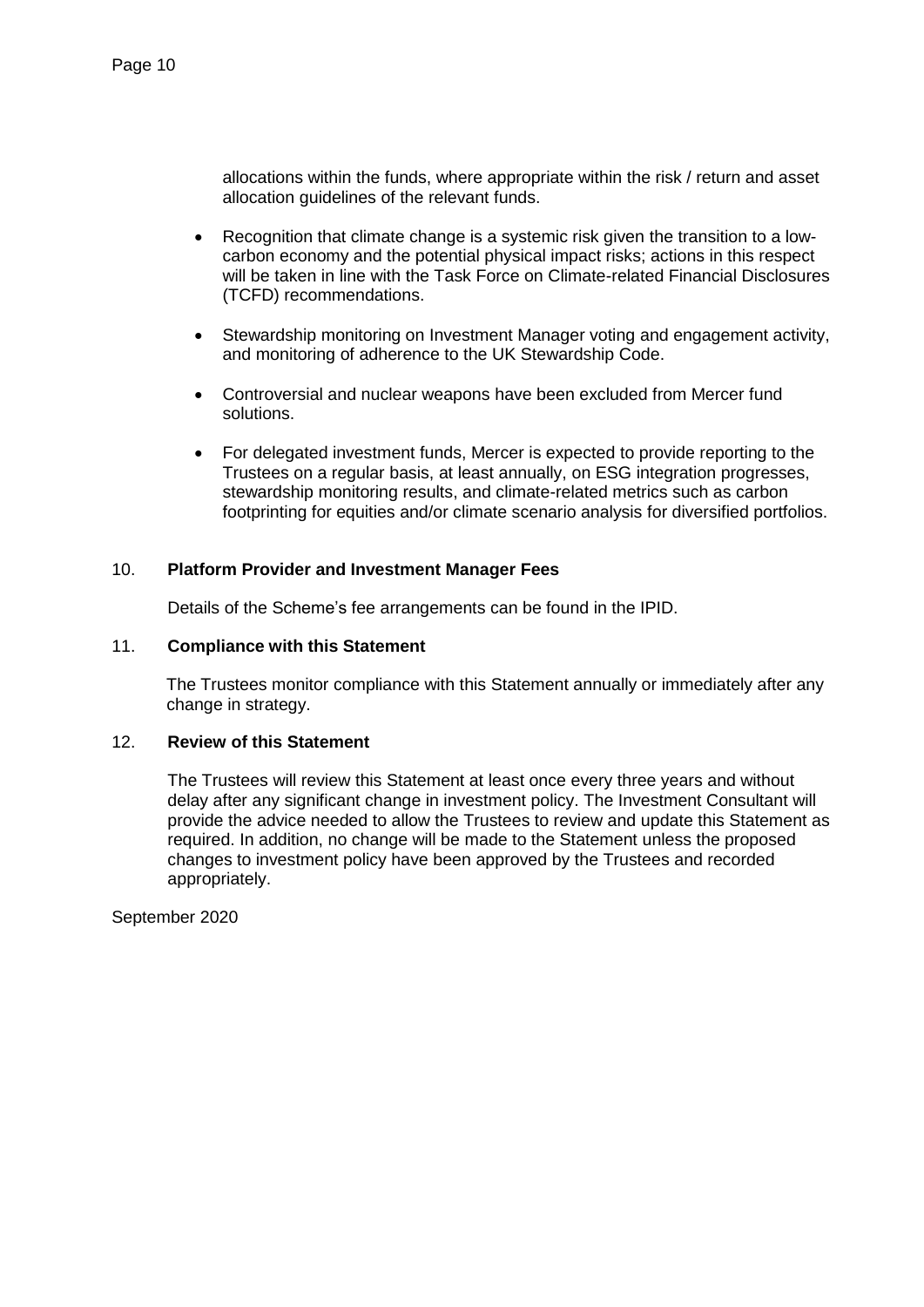allocations within the funds, where appropriate within the risk / return and asset allocation guidelines of the relevant funds.

- Recognition that climate change is a systemic risk given the transition to a low-carbon economy and the potential physical impact risks; actions in this respect will be taken in line with the Task Force on Climate-related Financial Disclosures (TCFD) recommendations.
- Stewardship monitoring on Investment Manager voting and engagement activity, and monitoring of adherence to the UK Stewardship Code.
- Controversial and nuclear weapons have been excluded from Mercer fund solutions.
- For delegated investment funds, Mercer is expected to provide reporting to the Trustees on a regular basis, at least annually, on ESG integration progresses, stewardship monitoring results, and climate-related metrics such as carbon footprinting for equities and/or climate scenario analysis for diversified portfolios.

## 10. Platform Provider and Investment Manager Fees

Details of the Scheme's fee arrangements can be found in the IPID.

## 11. Compliance with this Statement

The Trustees monitor compliance with this Statement annually or immediately after any change in strategy.

## 12. Review of this Statement

The Trustees will review this Statement at least once every three years and without delay after any significant change in investment policy. The Investment Consultant will provide the advice needed to allow the Trustees to review and update this Statement as required. In addition, no change will be made to the Statement unless the proposed changes to investment policy have been approved by the Trustees and recorded appropriately.

September 2020